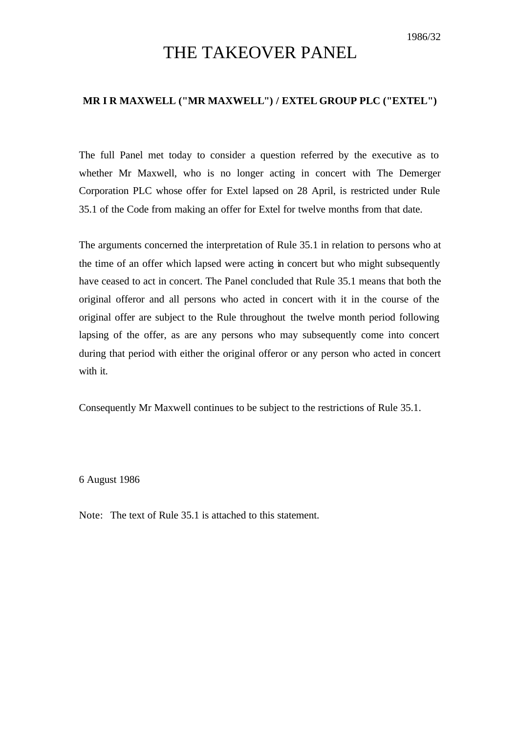1986/32

# THE TAKEOVER PANEL

**MR I R MAXWELL ("MR MAXWELL") / EXTEL GROUP PLC ("EXTEL")**

The full Panel met today to consider a question referred by the executive as to whether Mr Maxwell, who is no longer acting in concert with The Demerger Corporation PLC whose offer for Extel lapsed on 28 April, is restricted under Rule 35.1 of the Code from making an offer for Extel for twelve months from that date.

The arguments concerned the interpretation of Rule 35.1 in relation to persons who at the time of an offer which lapsed were acting in concert but who might subsequently have ceased to act in concert. The Panel concluded that Rule 35.1 means that both the original offeror and all persons who acted in concert with it in the course of the original offer are subject to the Rule throughout the twelve month period following lapsing of the offer, as are any persons who may subsequently come into concert during that period with either the original offeror or any person who acted in concert with it.

Consequently Mr Maxwell continues to be subject to the restrictions of Rule 35.1.

6 August 1986

Note: The text of Rule 35.1 is attached to this statement.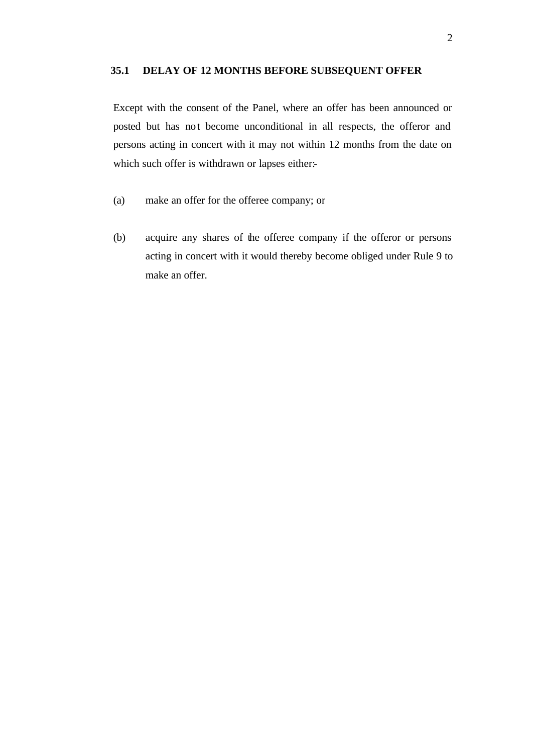## 35.1 DELAY OF 12 MONTHS BEFORE SUBSEQUENT OFFER

Except with the consent of the Panel, where an offer has been announced or posted but has not become unconditional in all respects, the offeror and persons acting in concert with it may not within 12 months from the date on which such offer is withdrawn or lapses either:-

(a) make an offer for the offeree company; or

(b) acquire any shares of the offeree company if the offeror or persons acting in concert with it would thereby become obliged under Rule 9 to make an offer.